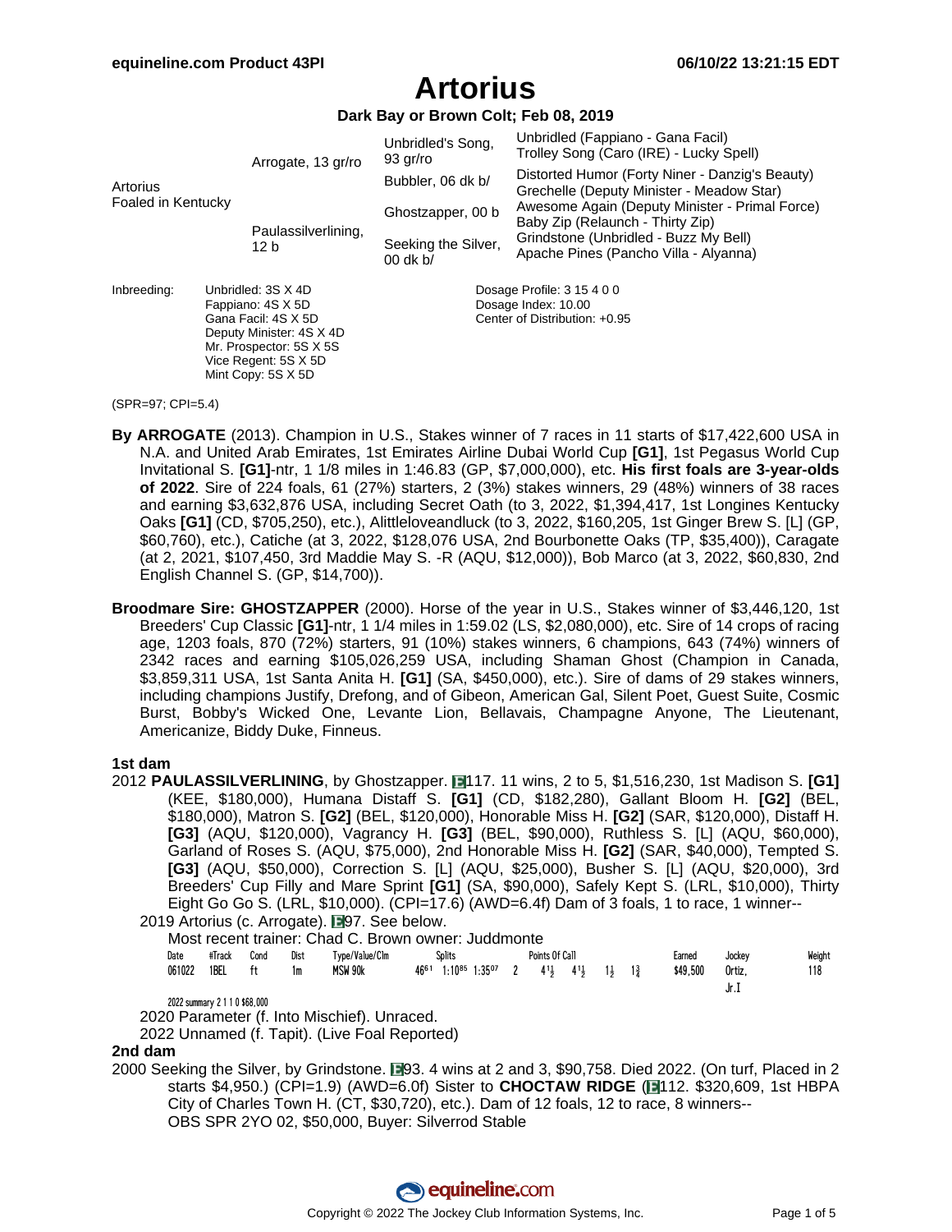# Artorius

**Dark Bay or Brown Colt; Feb 08, 2019**

| | | | |
|---|---|---|---|
| Artorius Foaled in Kentucky | Arrogate, 13 gr/ro | Unbridled's Song, 93 gr/ro | Unbridled (Fappiano - Gana Facil) |
| | | | Trolley Song (Caro (IRE) - Lucky Spell) |
| | | Bubbler, 06 dk b/ | Distorted Humor (Forty Niner - Danzig's Beauty) |
| | | | Grechelle (Deputy Minister - Meadow Star) |
| | Paulassilverlining, 12 b | Ghostzapper, 00 b | Awesome Again (Deputy Minister - Primal Force) |
| | | | Baby Zip (Relaunch - Thirty Zip) |
| | | Seeking the Silver, 00 dk b/ | Grindstone (Unbridled - Buzz My Bell) |
| | | | Apache Pines (Pancho Villa - Alyanna) |

Inbreeding:
- Unbridled: 3S X 4D
- Fappiano: 4S X 5D
- Gana Facil: 4S X 5D
- Deputy Minister: 4S X 4D
- Mr. Prospector: 5S X 5S
- Vice Regent: 5S X 5D
- Mint Copy: 5S X 5D

Dosage Profile: 3 15 4 0 0
Dosage Index: 10.00
Center of Distribution: +0.95

(SPR=97; CPI=5.4)

**By ARROGATE** (2013). Champion in U.S., Stakes winner of 7 races in 11 starts of $17,422,600 USA in N.A. and United Arab Emirates, 1st Emirates Airline Dubai World Cup **[G1]**, 1st Pegasus World Cup Invitational S. **[G1]**-ntr, 1 1/8 miles in 1:46.83 (GP, $7,000,000), etc. **His first foals are 3-year-olds of 2022**. Sire of 224 foals, 61 (27%) starters, 2 (3%) stakes winners, 29 (48%) winners of 38 races and earning $3,632,876 USA, including Secret Oath (to 3, 2022, $1,394,417, 1st Longines Kentucky Oaks **[G1]** (CD, $705,250), etc.), Alittleloveandluck (to 3, 2022, $160,205, 1st Ginger Brew S. [L] (GP, $60,760), etc.), Catiche (at 3, 2022, $128,076 USA, 2nd Bourbonette Oaks (TP, $35,400)), Caragate (at 2, 2021, $107,450, 3rd Maddie May S. -R (AQU, $12,000)), Bob Marco (at 3, 2022, $60,830, 2nd English Channel S. (GP, $14,700)).

**Broodmare Sire: GHOSTZAPPER** (2000). Horse of the year in U.S., Stakes winner of $3,446,120, 1st Breeders' Cup Classic **[G1]**-ntr, 1 1/4 miles in 1:59.02 (LS, $2,080,000), etc. Sire of 14 crops of racing age, 1203 foals, 870 (72%) starters, 91 (10%) stakes winners, 6 champions, 643 (74%) winners of 2342 races and earning $105,026,259 USA, including Shaman Ghost (Champion in Canada, $3,859,311 USA, 1st Santa Anita H. **[G1]** (SA, $450,000), etc.). Sire of dams of 29 stakes winners, including champions Justify, Drefong, and of Gibeon, American Gal, Silent Poet, Guest Suite, Cosmic Burst, Bobby's Wicked One, Levante Lion, Bellavais, Champagne Anyone, The Lieutenant, Americanize, Biddy Duke, Finneus.

### 1st dam

2012 **PAULASSILVERLINING**, by Ghostzapper. E117. 11 wins, 2 to 5, $1,516,230, 1st Madison S. **[G1]** (KEE, $180,000), Humana Distaff S. **[G1]** (CD, $182,280), Gallant Bloom H. **[G2]** (BEL, $180,000), Matron S. **[G2]** (BEL, $120,000), Honorable Miss H. **[G2]** (SAR, $120,000), Distaff H. **[G3]** (AQU, $120,000), Vagrancy H. **[G3]** (BEL, $90,000), Ruthless S. [L] (AQU, $60,000), Garland of Roses S. (AQU, $75,000), 2nd Honorable Miss H. **[G2]** (SAR, $40,000), Tempted S. **[G3]** (AQU, $50,000), Correction S. [L] (AQU, $25,000), Busher S. [L] (AQU, $20,000), 3rd Breeders' Cup Filly and Mare Sprint **[G1]** (SA, $90,000), Safely Kept S. (LRL, $10,000), Thirty Eight Go Go S. (LRL, $10,000). (CPI=17.6) (AWD=6.4f) Dam of 3 foals, 1 to race, 1 winner--

2019 Artorius (c. Arrogate). E97. See below.

Most recent trainer: Chad C. Brown owner: Juddmonte

| Date | #Track | Cond | Dist | Type/Value/Clm | Splits | | | Points Of Call | | | | | Earned | Jockey | Weight |
|---|---|---|---|---|---|---|---|---|---|---|---|---|---|---|---|
| 061022 | 1BEL | ft | 1m | MSW 90k | 46 61 | 1:10 85 | 1:35 07 | 2 | 4 1/2 | 4 1/2 | 1/2 | 1 3/4 | $49,500 | Ortiz, Jr.I | 118 |

2022 summary 2 1 1 0 $68,000

2020 Parameter (f. Into Mischief). Unraced.

2022 Unnamed (f. Tapit). (Live Foal Reported)

### 2nd dam

2000 Seeking the Silver, by Grindstone. E93. 4 wins at 2 and 3, $90,758. Died 2022. (On turf, Placed in 2 starts $4,950.) (CPI=1.9) (AWD=6.0f) Sister to **CHOCTAW RIDGE** (E112. $320,609, 1st HBPA City of Charles Town H. (CT, $30,720), etc.). Dam of 12 foals, 12 to race, 8 winners--
OBS SPR 2YO 02, $50,000, Buyer: Silverrod Stable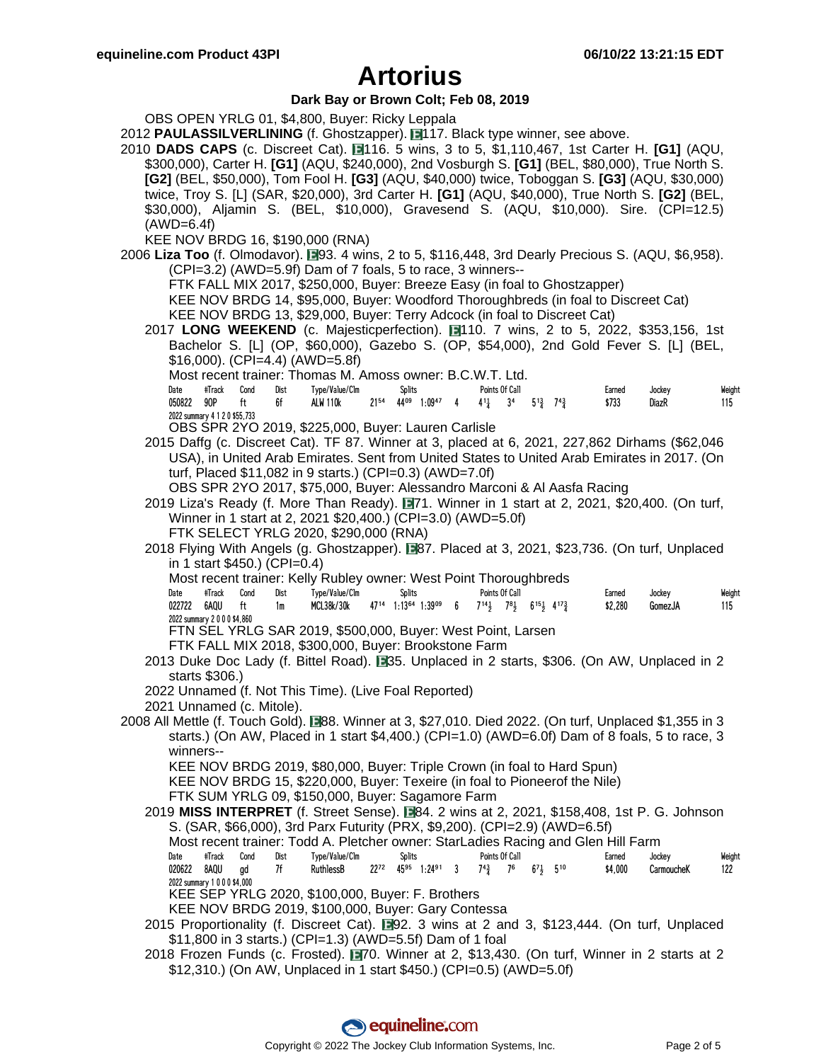# Artorius

**Dark Bay or Brown Colt; Feb 08, 2019**

OBS OPEN YRLG 01, $4,800, Buyer: Ricky Leppala

2012 **PAULASSILVERLINING** (f. Ghostzapper). E117. Black type winner, see above.

2010 **DADS CAPS** (c. Discreet Cat). E116. 5 wins, 3 to 5, $1,110,467, 1st Carter H. **[G1]** (AQU, $300,000), Carter H. **[G1]** (AQU, $240,000), 2nd Vosburgh S. **[G1]** (BEL, $80,000), True North S. **[G2]** (BEL, $50,000), Tom Fool H. **[G3]** (AQU, $40,000) twice, Toboggan S. **[G3]** (AQU, $30,000) twice, Troy S. [L] (SAR, $20,000), 3rd Carter H. **[G1]** (AQU, $40,000), True North S. **[G2]** (BEL, $30,000), Aljamin S. (BEL, $10,000), Gravesend S. (AQU, $10,000). Sire. (CPI=12.5) (AWD=6.4f)

KEE NOV BRDG 16, $190,000 (RNA)

2006 **Liza Too** (f. Olmodavor). E93. 4 wins, 2 to 5, $116,448, 3rd Dearly Precious S. (AQU, $6,958). (CPI=3.2) (AWD=5.9f) Dam of 7 foals, 5 to race, 3 winners--

FTK FALL MIX 2017, $250,000, Buyer: Breeze Easy (in foal to Ghostzapper)
KEE NOV BRDG 14, $95,000, Buyer: Woodford Thoroughbreds (in foal to Discreet Cat)
KEE NOV BRDG 13, $29,000, Buyer: Terry Adcock (in foal to Discreet Cat)

2017 **LONG WEEKEND** (c. Majesticperfection). E110. 7 wins, 2 to 5, 2022, $353,156, 1st Bachelor S. [L] (OP, $60,000), Gazebo S. (OP, $54,000), 2nd Gold Fever S. [L] (BEL, $16,000). (CPI=4.4) (AWD=5.8f)

Most recent trainer: Thomas M. Amoss owner: B.C.W.T. Ltd.

| Date | #Track | Cond | Dist | Type/Value/Clm | Splits | | | | Points Of Call | | | | Earned | Jockey | Weight |
|---|---|---|---|---|---|---|---|---|---|---|---|---|---|---|---|
| 050822 | 9OP | ft | 6f | ALW 110k | 21^54 | 44^09 | 1:09^47 | 4 | 4 1¼ | 3^4 | 5 1¾ | 7 4¾ | $733 | DiazR | 115 |

2022 summary 4 1 2 0 $55,733

OBS SPR 2YO 2019, $225,000, Buyer: Lauren Carlisle

2015 Daffg (c. Discreet Cat). TF 87. Winner at 3, placed at 6, 2021, 227,862 Dirhams ($62,046 USA), in United Arab Emirates. Sent from United States to United Arab Emirates in 2017. (On turf, Placed $11,082 in 9 starts.) (CPI=0.3) (AWD=7.0f)

OBS SPR 2YO 2017, $75,000, Buyer: Alessandro Marconi & Al Aasfa Racing

2019 Liza's Ready (f. More Than Ready). E71. Winner in 1 start at 2, 2021, $20,400. (On turf, Winner in 1 start at 2, 2021 $20,400.) (CPI=3.0) (AWD=5.0f)

FTK SELECT YRLG 2020, $290,000 (RNA)

2018 Flying With Angels (g. Ghostzapper). E87. Placed at 3, 2021, $23,736. (On turf, Unplaced in 1 start $450.) (CPI=0.4)

Most recent trainer: Kelly Rubley owner: West Point Thoroughbreds

| Date | #Track | Cond | Dist | Type/Value/Clm | Splits | | | | Points Of Call | | | | Earned | Jockey | Weight |
|---|---|---|---|---|---|---|---|---|---|---|---|---|---|---|---|
| 022722 | 6AQU | ft | 1m | MCL38k/30k | 47^14 | 1:13^64 | 1:39^09 | 6 | 7 14½ | 7 8½ | 6 15½ | 4 17¾ | $2,280 | GomezJA | 115 |

2022 summary 2 0 0 0 $4,860

FTN SEL YRLG SAR 2019, $500,000, Buyer: West Point, Larsen
FTK FALL MIX 2018, $300,000, Buyer: Brookstone Farm

2013 Duke Doc Lady (f. Bittel Road). E35. Unplaced in 2 starts, $306. (On AW, Unplaced in 2 starts $306.)

2022 Unnamed (f. Not This Time). (Live Foal Reported)

2021 Unnamed (c. Mitole).

2008 All Mettle (f. Touch Gold). E88. Winner at 3, $27,010. Died 2022. (On turf, Unplaced $1,355 in 3 starts.) (On AW, Placed in 1 start $4,400.) (CPI=1.0) (AWD=6.0f) Dam of 8 foals, 5 to race, 3 winners--

KEE NOV BRDG 2019, $80,000, Buyer: Triple Crown (in foal to Hard Spun)
KEE NOV BRDG 15, $220,000, Buyer: Texeire (in foal to Pioneerof the Nile)
FTK SUM YRLG 09, $150,000, Buyer: Sagamore Farm

2019 **MISS INTERPRET** (f. Street Sense). E84. 2 wins at 2, 2021, $158,408, 1st P. G. Johnson S. (SAR, $66,000), 3rd Parx Futurity (PRX, $9,200). (CPI=2.9) (AWD=6.5f)

Most recent trainer: Todd A. Pletcher owner: StarLadies Racing and Glen Hill Farm

| Date | #Track | Cond | Dist | Type/Value/Clm | Splits | | | | Points Of Call | | | | Earned | Jockey | Weight |
|---|---|---|---|---|---|---|---|---|---|---|---|---|---|---|---|
| 020622 | 8AQU | gd | 7f | RuthlessB | 22^72 | 45^95 | 1:24^91 | 3 | 7 4¾ | 7^6 | 6 7½ | 5^10 | $4,000 | CarmoucheK | 122 |

2022 summary 1 0 0 0 $4,000

KEE SEP YRLG 2020, $100,000, Buyer: F. Brothers
KEE NOV BRDG 2019, $100,000, Buyer: Gary Contessa

2015 Proportionality (f. Discreet Cat). E92. 3 wins at 2 and 3, $123,444. (On turf, Unplaced $11,800 in 3 starts.) (CPI=1.3) (AWD=5.5f) Dam of 1 foal

2018 Frozen Funds (c. Frosted). E70. Winner at 2, $13,430. (On turf, Winner in 2 starts at 2 $12,310.) (On AW, Unplaced in 1 start $450.) (CPI=0.5) (AWD=5.0f)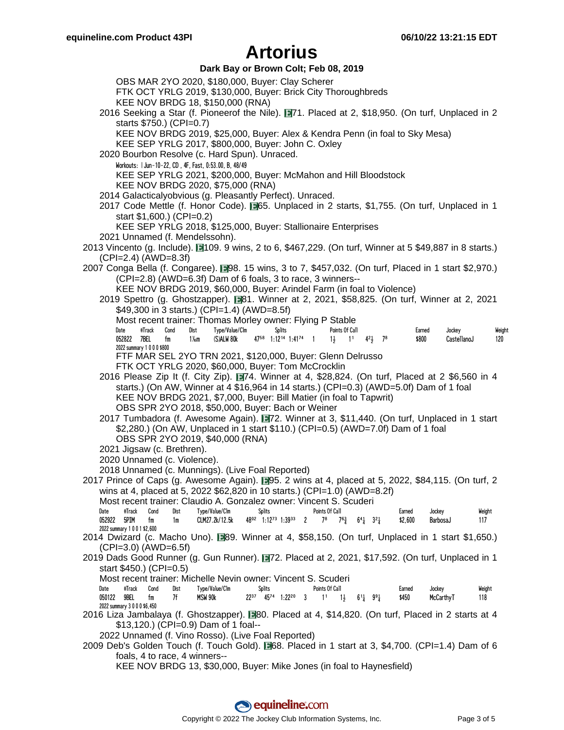# Artorius

**Dark Bay or Brown Colt; Feb 08, 2019**

OBS MAR 2YO 2020, $180,000, Buyer: Clay Scherer
FTK OCT YRLG 2019, $130,000, Buyer: Brick City Thoroughbreds
KEE NOV BRDG 18, $150,000 (RNA)

2016 Seeking a Star (f. Pioneerof the Nile). E71. Placed at 2, $18,950. (On turf, Unplaced in 2 starts $750.) (CPI=0.7)
KEE NOV BRDG 2019, $25,000, Buyer: Alex & Kendra Penn (in foal to Sky Mesa)
KEE SEP YRLG 2017, $800,000, Buyer: John C. Oxley

2020 Bourbon Resolve (c. Hard Spun). Unraced.
Workouts: | Jun-10-22, CD , 4F, Fast, 0:53.00, B, 48/49
KEE SEP YRLG 2021, $200,000, Buyer: McMahon and Hill Bloodstock
KEE NOV BRDG 2020, $75,000 (RNA)

2014 Galacticalyobvious (g. Pleasantly Perfect). Unraced.

2017 Code Mettle (f. Honor Code). E65. Unplaced in 2 starts, $1,755. (On turf, Unplaced in 1 start $1,600.) (CPI=0.2)
KEE SEP YRLG 2018, $125,000, Buyer: Stallionaire Enterprises

2021 Unnamed (f. Mendelssohn).

2013 Vincento (g. Include). E109. 9 wins, 2 to 6, $467,229. (On turf, Winner at 5 $49,887 in 8 starts.) (CPI=2.4) (AWD=8.3f)

2007 Conga Bella (f. Congaree). E98. 15 wins, 3 to 7, $457,032. (On turf, Placed in 1 start $2,970.) (CPI=2.8) (AWD=6.3f) Dam of 6 foals, 3 to race, 3 winners--
KEE NOV BRDG 2019, $60,000, Buyer: Arindel Farm (in foal to Violence)

2019 Spettro (g. Ghostzapper). E81. Winner at 2, 2021, $58,825. (On turf, Winner at 2, 2021 $49,300 in 3 starts.) (CPI=1.4) (AWD=8.5f)
Most recent trainer: Thomas Morley owner: Flying P Stable

| Date | #Track | Cond | Dist | Type/Value/Clm | Splits | | | Points Of Call | | | | | Earned | Jockey | Weight |
|---|---|---|---|---|---|---|---|---|---|---|---|---|---|---|---|
| 052822 | 7BEL | fm | 1⅛m | (S)ALW 80k | 47⁵⁸ | 1:12¹⁴ | 1:41⁷⁴ | 1 | 1½ | 1¹ | 4²½ | 7⁸ | $800 | CastellanoJ | 120 |

2022 summary 1 0 0 0 $800
FTF MAR SEL 2YO TRN 2021, $120,000, Buyer: Glenn Delrusso
FTK OCT YRLG 2020, $60,000, Buyer: Tom McCrocklin

2016 Please Zip It (f. City Zip). E74. Winner at 4, $28,824. (On turf, Placed at 2 $6,560 in 4 starts.) (On AW, Winner at 4 $16,964 in 14 starts.) (CPI=0.3) (AWD=5.0f) Dam of 1 foal
KEE NOV BRDG 2021, $7,000, Buyer: Bill Matier (in foal to Tapwrit)
OBS SPR 2YO 2018, $50,000, Buyer: Bach or Weiner

2017 Tumbadora (f. Awesome Again). E72. Winner at 3, $11,440. (On turf, Unplaced in 1 start $2,280.) (On AW, Unplaced in 1 start $110.) (CPI=0.5) (AWD=7.0f) Dam of 1 foal
OBS SPR 2YO 2019, $40,000 (RNA)

2021 Jigsaw (c. Brethren).

2020 Unnamed (c. Violence).

2018 Unnamed (c. Munnings). (Live Foal Reported)

2017 Prince of Caps (g. Awesome Again). E95. 2 wins at 4, placed at 5, 2022, $84,115. (On turf, 2 wins at 4, placed at 5, 2022 $62,820 in 10 starts.) (CPI=1.0) (AWD=8.2f)
Most recent trainer: Claudio A. Gonzalez owner: Vincent S. Scuderi

| Date | #Track | Cond | Dist | Type/Value/Clm | Splits | | | Points Of Call | | | | | Earned | Jockey | Weight |
|---|---|---|---|---|---|---|---|---|---|---|---|---|---|---|---|
| 052922 | 5PIM | fm | 1m | CLM27.2k/12.5k | 48⁰² | 1:12⁷³ | 1:39³³ | 2 | 7⁸ | 7⁶¾ | 6⁴¼ | 3²¼ | $2,600 | BarbosaJ | 117 |

2022 summary 1 0 0 1 $2,600

2014 Dwizard (c. Macho Uno). E89. Winner at 4, $58,150. (On turf, Unplaced in 1 start $1,650.) (CPI=3.0) (AWD=6.5f)

2019 Dads Good Runner (g. Gun Runner). E72. Placed at 2, 2021, $17,592. (On turf, Unplaced in 1 start $450.) (CPI=0.5)
Most recent trainer: Michelle Nevin owner: Vincent S. Scuderi

| Date | #Track | Cond | Dist | Type/Value/Clm | Splits | | | Points Of Call | | | | | Earned | Jockey | Weight |
|---|---|---|---|---|---|---|---|---|---|---|---|---|---|---|---|
| 050122 | 9BEL | fm | 7f | MSW 90k | 22³⁷ | 45⁷⁴ | 1:22²⁰ | 3 | 1¹ | 1½ | 6¹¼ | 9⁹¼ | $450 | McCarthyT | 118 |

2022 summary 3 0 0 0 $6,450

2016 Liza Jambalaya (f. Ghostzapper). E80. Placed at 4, $14,820. (On turf, Placed in 2 starts at 4 $13,120.) (CPI=0.9) Dam of 1 foal--

2022 Unnamed (f. Vino Rosso). (Live Foal Reported)

2009 Deb's Golden Touch (f. Touch Gold). E68. Placed in 1 start at 3, $4,700. (CPI=1.4) Dam of 6 foals, 4 to race, 4 winners--
KEE NOV BRDG 13, $30,000, Buyer: Mike Jones (in foal to Haynesfield)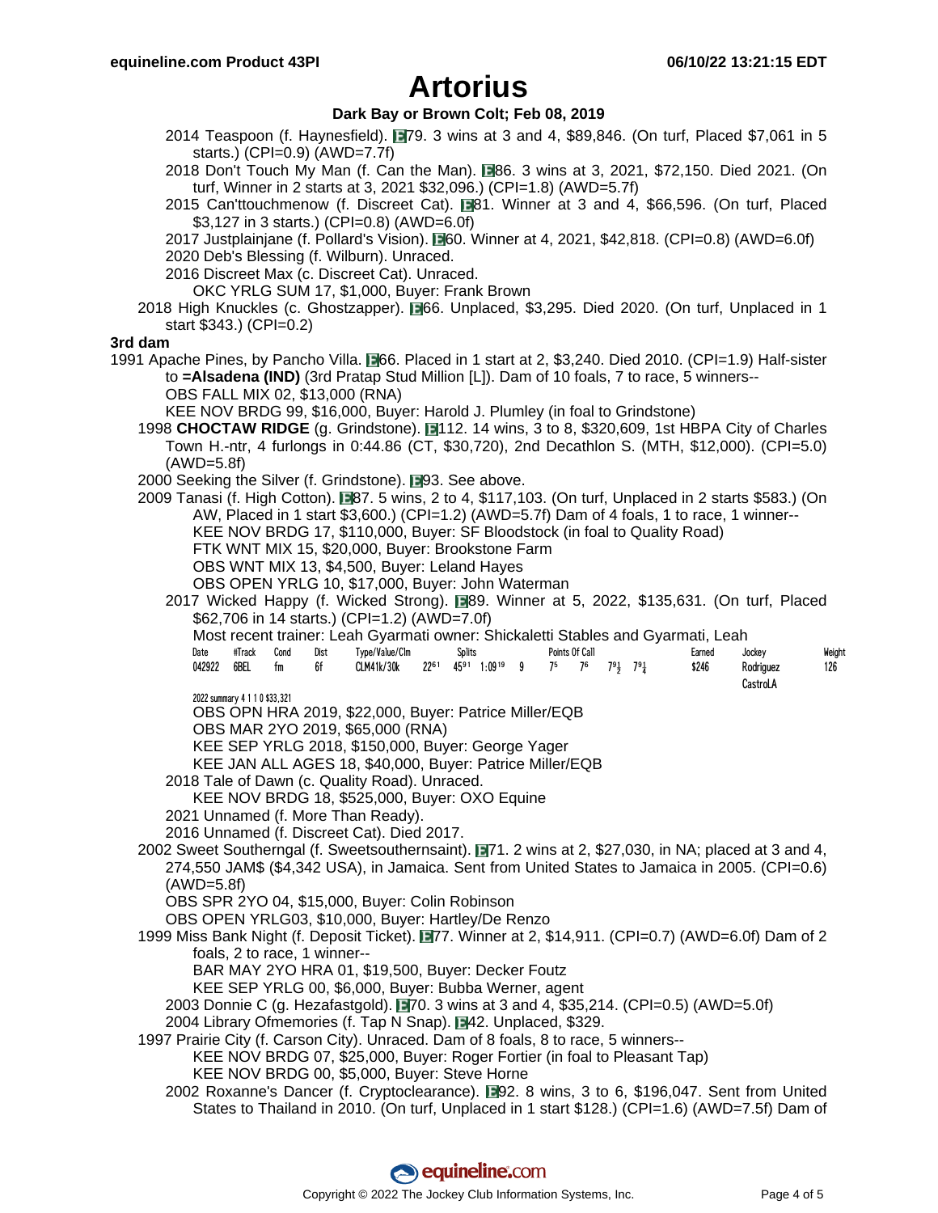# Artorius

**Dark Bay or Brown Colt; Feb 08, 2019**

2014 Teaspoon (f. Haynesfield). E79. 3 wins at 3 and 4, $89,846. (On turf, Placed $7,061 in 5 starts.) (CPI=0.9) (AWD=7.7f)

2018 Don't Touch My Man (f. Can the Man). E86. 3 wins at 3, 2021, $72,150. Died 2021. (On turf, Winner in 2 starts at 3, 2021 $32,096.) (CPI=1.8) (AWD=5.7f)

2015 Can'ttouchmenow (f. Discreet Cat). E81. Winner at 3 and 4, $66,596. (On turf, Placed $3,127 in 3 starts.) (CPI=0.8) (AWD=6.0f)

2017 Justplainjane (f. Pollard's Vision). E60. Winner at 4, 2021, $42,818. (CPI=0.8) (AWD=6.0f)

2020 Deb's Blessing (f. Wilburn). Unraced.

2016 Discreet Max (c. Discreet Cat). Unraced.

OKC YRLG SUM 17, $1,000, Buyer: Frank Brown

2018 High Knuckles (c. Ghostzapper). E66. Unplaced, $3,295. Died 2020. (On turf, Unplaced in 1 start $343.) (CPI=0.2)

**3rd dam**

1991 Apache Pines, by Pancho Villa. E66. Placed in 1 start at 2, $3,240. Died 2010. (CPI=1.9) Half-sister to **=Alsadena (IND)** (3rd Pratap Stud Million [L]). Dam of 10 foals, 7 to race, 5 winners--

OBS FALL MIX 02, $13,000 (RNA)

KEE NOV BRDG 99, $16,000, Buyer: Harold J. Plumley (in foal to Grindstone)

1998 **CHOCTAW RIDGE** (g. Grindstone). E112. 14 wins, 3 to 8, $320,609, 1st HBPA City of Charles Town H.-ntr, 4 furlongs in 0:44.86 (CT, $30,720), 2nd Decathlon S. (MTH, $12,000). (CPI=5.0) (AWD=5.8f)

2000 Seeking the Silver (f. Grindstone). E93. See above.

2009 Tanasi (f. High Cotton). E87. 5 wins, 2 to 4, $117,103. (On turf, Unplaced in 2 starts $583.) (On AW, Placed in 1 start $3,600.) (CPI=1.2) (AWD=5.7f) Dam of 4 foals, 1 to race, 1 winner--

KEE NOV BRDG 17, $110,000, Buyer: SF Bloodstock (in foal to Quality Road)

FTK WNT MIX 15, $20,000, Buyer: Brookstone Farm

OBS WNT MIX 13, $4,500, Buyer: Leland Hayes

OBS OPEN YRLG 10, $17,000, Buyer: John Waterman

2017 Wicked Happy (f. Wicked Strong). E89. Winner at 5, 2022, $135,631. (On turf, Placed $62,706 in 14 starts.) (CPI=1.2) (AWD=7.0f)

Most recent trainer: Leah Gyarmati owner: Shickaletti Stables and Gyarmati, Leah

| Date | #Track | Cond | Dist | Type/Value/Clm | Splits | | | | Points Of Call | | | | Earned | Jockey | Weight |
|---|---|---|---|---|---|---|---|---|---|---|---|---|---|---|---|
| 042922 | 6BEL | fm | 6f | CLM41k/30k | 22 61 | 45 91 | 1:09 19 | 9 | 7 5 | 7 6 | 7 9½ | 7 9¼ | $246 | Rodriguez CastroLA | 126 |

2022 summary 4 1 1 0 $33,321

OBS OPN HRA 2019, $22,000, Buyer: Patrice Miller/EQB

OBS MAR 2YO 2019, $65,000 (RNA)

KEE SEP YRLG 2018, $150,000, Buyer: George Yager

KEE JAN ALL AGES 18, $40,000, Buyer: Patrice Miller/EQB

2018 Tale of Dawn (c. Quality Road). Unraced.

KEE NOV BRDG 18, $525,000, Buyer: OXO Equine

2021 Unnamed (f. More Than Ready).

2016 Unnamed (f. Discreet Cat). Died 2017.

2002 Sweet Southerngal (f. Sweetsouthernsaint). E71. 2 wins at 2, $27,030, in NA; placed at 3 and 4, 274,550 JAM$ ($4,342 USA), in Jamaica. Sent from United States to Jamaica in 2005. (CPI=0.6) (AWD=5.8f)

OBS SPR 2YO 04, $15,000, Buyer: Colin Robinson

OBS OPEN YRLG03, $10,000, Buyer: Hartley/De Renzo

1999 Miss Bank Night (f. Deposit Ticket). E77. Winner at 2, $14,911. (CPI=0.7) (AWD=6.0f) Dam of 2 foals, 2 to race, 1 winner--

BAR MAY 2YO HRA 01, $19,500, Buyer: Decker Foutz

KEE SEP YRLG 00, $6,000, Buyer: Bubba Werner, agent

2003 Donnie C (g. Hezafastgold). E70. 3 wins at 3 and 4, $35,214. (CPI=0.5) (AWD=5.0f)

2004 Library Ofmemories (f. Tap N Snap). E42. Unplaced, $329.

1997 Prairie City (f. Carson City). Unraced. Dam of 8 foals, 8 to race, 5 winners--

KEE NOV BRDG 07, $25,000, Buyer: Roger Fortier (in foal to Pleasant Tap)

KEE NOV BRDG 00, $5,000, Buyer: Steve Horne

2002 Roxanne's Dancer (f. Cryptoclearance). E92. 8 wins, 3 to 6, $196,047. Sent from United States to Thailand in 2010. (On turf, Unplaced in 1 start $128.) (CPI=1.6) (AWD=7.5f) Dam of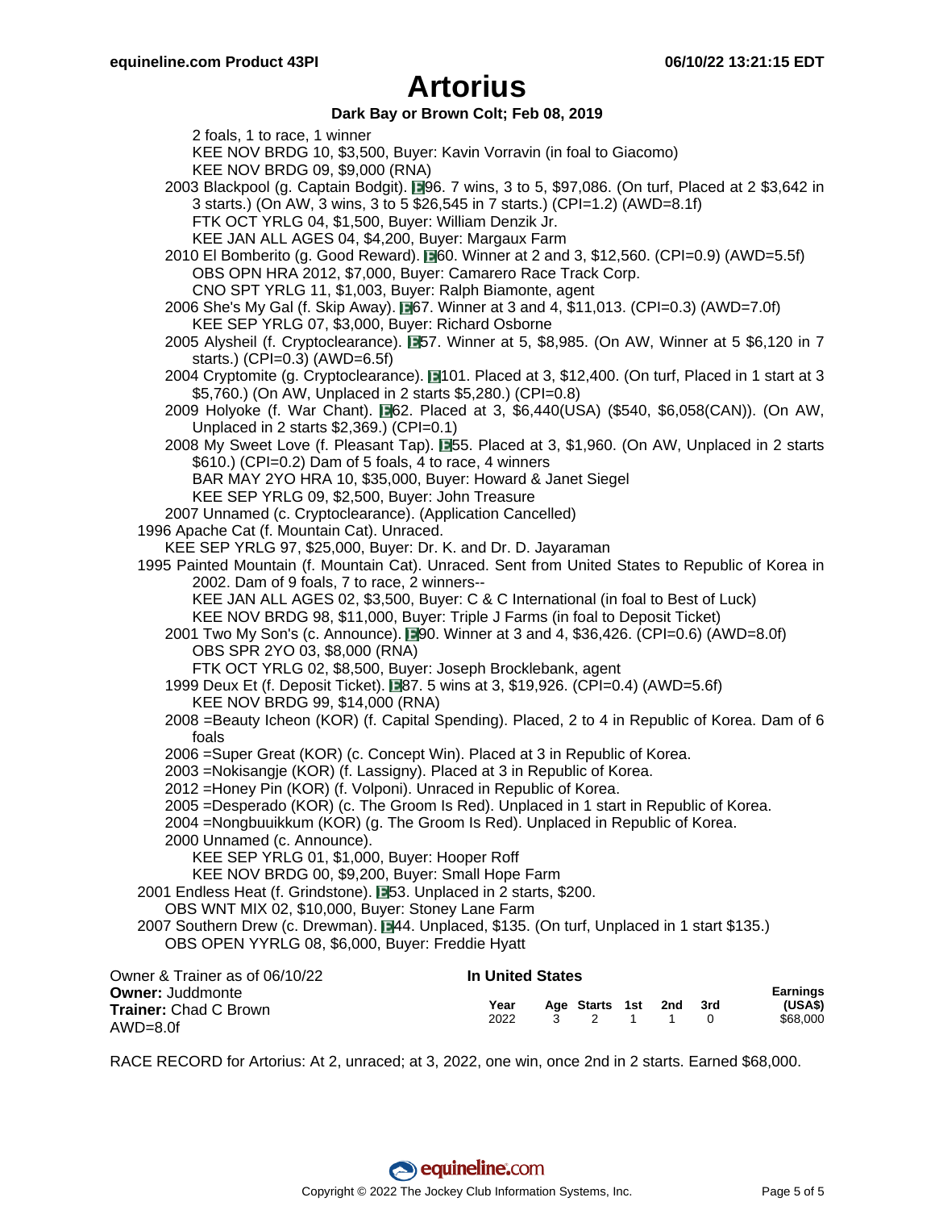# Artorius

**Dark Bay or Brown Colt; Feb 08, 2019**

2 foals, 1 to race, 1 winner
KEE NOV BRDG 10, $3,500, Buyer: Kavin Vorravin (in foal to Giacomo)
KEE NOV BRDG 09, $9,000 (RNA)

2003 Blackpool (g. Captain Bodgit). E96. 7 wins, 3 to 5, $97,086. (On turf, Placed at 2 $3,642 in 3 starts.) (On AW, 3 wins, 3 to 5 $26,545 in 7 starts.) (CPI=1.2) (AWD=8.1f)
FTK OCT YRLG 04, $1,500, Buyer: William Denzik Jr.
KEE JAN ALL AGES 04, $4,200, Buyer: Margaux Farm

2010 El Bomberito (g. Good Reward). E60. Winner at 2 and 3, $12,560. (CPI=0.9) (AWD=5.5f)
OBS OPN HRA 2012, $7,000, Buyer: Camarero Race Track Corp.
CNO SPT YRLG 11, $1,003, Buyer: Ralph Biamonte, agent

2006 She's My Gal (f. Skip Away). E67. Winner at 3 and 4, $11,013. (CPI=0.3) (AWD=7.0f)
KEE SEP YRLG 07, $3,000, Buyer: Richard Osborne

2005 Alysheil (f. Cryptoclearance). E57. Winner at 5, $8,985. (On AW, Winner at 5 $6,120 in 7 starts.) (CPI=0.3) (AWD=6.5f)

2004 Cryptomite (g. Cryptoclearance). E101. Placed at 3, $12,400. (On turf, Placed in 1 start at 3 $5,760.) (On AW, Unplaced in 2 starts $5,280.) (CPI=0.8)

2009 Holyoke (f. War Chant). E62. Placed at 3, $6,440(USA) ($540, $6,058(CAN)). (On AW, Unplaced in 2 starts $2,369.) (CPI=0.1)

2008 My Sweet Love (f. Pleasant Tap). E55. Placed at 3, $1,960. (On AW, Unplaced in 2 starts $610.) (CPI=0.2) Dam of 5 foals, 4 to race, 4 winners
BAR MAY 2YO HRA 10, $35,000, Buyer: Howard & Janet Siegel
KEE SEP YRLG 09, $2,500, Buyer: John Treasure

2007 Unnamed (c. Cryptoclearance). (Application Cancelled)

1996 Apache Cat (f. Mountain Cat). Unraced.
KEE SEP YRLG 97, $25,000, Buyer: Dr. K. and Dr. D. Jayaraman

1995 Painted Mountain (f. Mountain Cat). Unraced. Sent from United States to Republic of Korea in 2002. Dam of 9 foals, 7 to race, 2 winners--
KEE JAN ALL AGES 02, $3,500, Buyer: C & C International (in foal to Best of Luck)
KEE NOV BRDG 98, $11,000, Buyer: Triple J Farms (in foal to Deposit Ticket)

2001 Two My Son's (c. Announce). E90. Winner at 3 and 4, $36,426. (CPI=0.6) (AWD=8.0f)
OBS SPR 2YO 03, $8,000 (RNA)
FTK OCT YRLG 02, $8,500, Buyer: Joseph Brocklebank, agent

1999 Deux Et (f. Deposit Ticket). E87. 5 wins at 3, $19,926. (CPI=0.4) (AWD=5.6f)
KEE NOV BRDG 99, $14,000 (RNA)

2008 =Beauty Icheon (KOR) (f. Capital Spending). Placed, 2 to 4 in Republic of Korea. Dam of 6 foals

2006 =Super Great (KOR) (c. Concept Win). Placed at 3 in Republic of Korea.

2003 =Nokisangje (KOR) (f. Lassigny). Placed at 3 in Republic of Korea.

2012 =Honey Pin (KOR) (f. Volponi). Unraced in Republic of Korea.

2005 =Desperado (KOR) (c. The Groom Is Red). Unplaced in 1 start in Republic of Korea.

2004 =Nongbuuikkum (KOR) (g. The Groom Is Red). Unplaced in Republic of Korea.

2000 Unnamed (c. Announce).
KEE SEP YRLG 01, $1,000, Buyer: Hooper Roff
KEE NOV BRDG 00, $9,200, Buyer: Small Hope Farm

2001 Endless Heat (f. Grindstone). E53. Unplaced in 2 starts, $200.
OBS WNT MIX 02, $10,000, Buyer: Stoney Lane Farm

2007 Southern Drew (c. Drewman). E44. Unplaced, $135. (On turf, Unplaced in 1 start $135.)
OBS OPEN YYRLG 08, $6,000, Buyer: Freddie Hyatt

Owner & Trainer as of 06/10/22
**Owner:** Juddmonte
**Trainer:** Chad C Brown
AWD=8.0f

**In United States**

| Year | Age | Starts | 1st | 2nd | 3rd | Earnings (USA$) |
|---|---|---|---|---|---|---|
| 2022 | 3 | 2 | 1 | 1 | 0 | $68,000 |

RACE RECORD for Artorius: At 2, unraced; at 3, 2022, one win, once 2nd in 2 starts. Earned $68,000.

Copyright © 2022 The Jockey Club Information Systems, Inc.